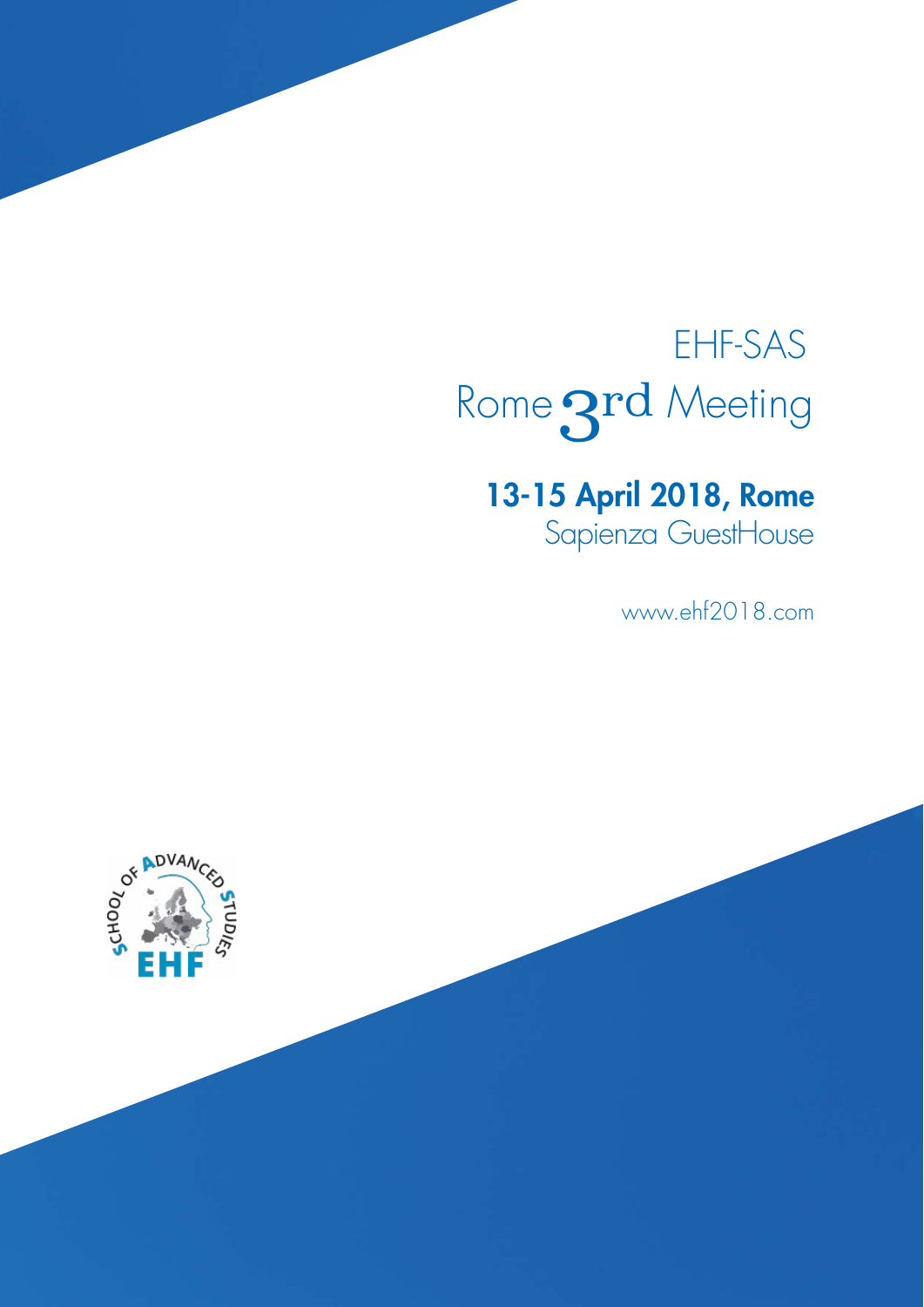# EHF-SAS

# Rome 3rd Meeting

**13-15 April 2018, Rome**

Sapienza GuestHouse

www.ehf2018.com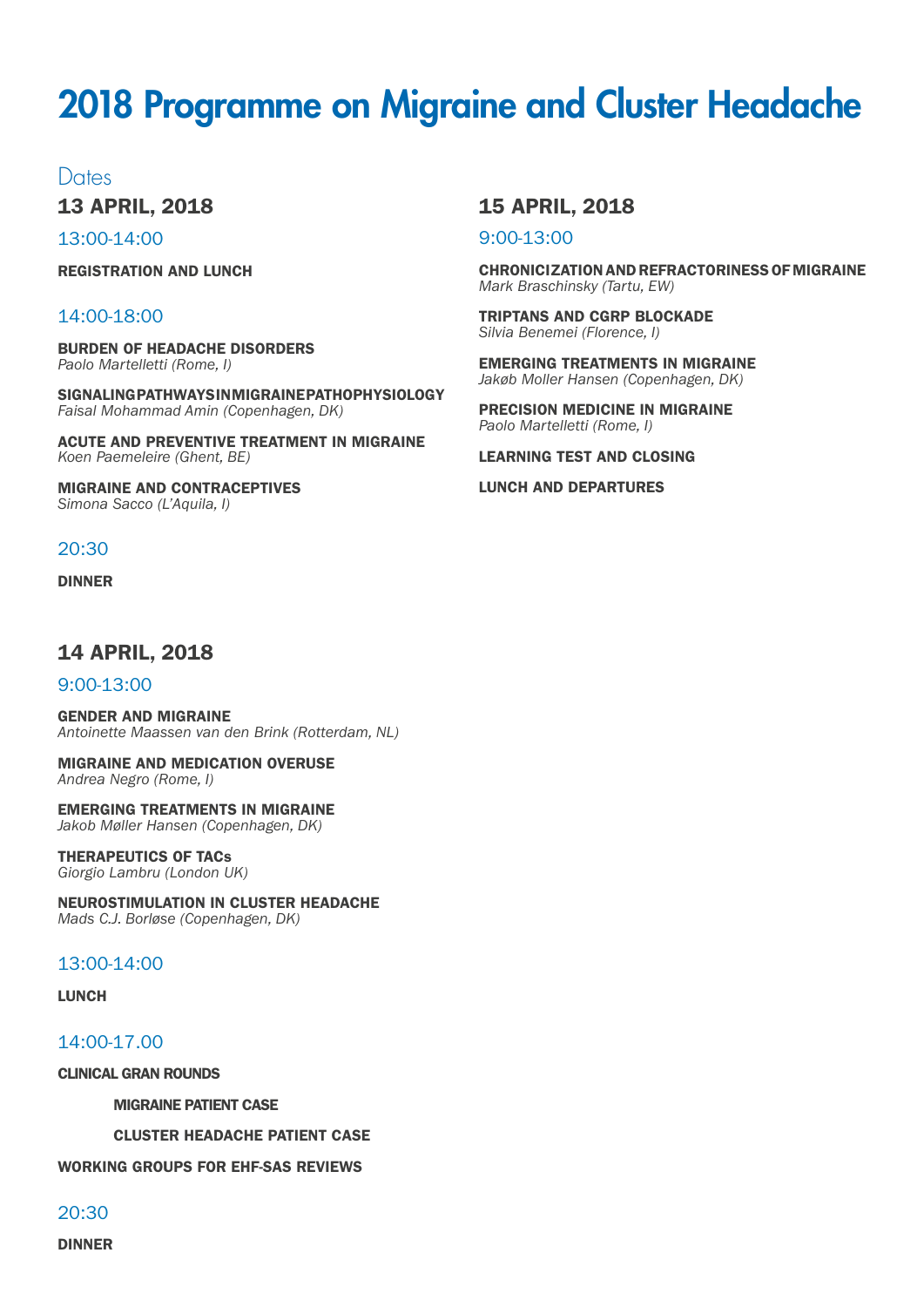# 2018 Programme on Migraine and Cluster Headache

## Dates

### 13 APRIL, 2018

13:00-14:00

**REGISTRATION AND LUNCH**

14:00-18:00

**BURDEN OF HEADACHE DISORDERS**
*Paolo Martelletti (Rome, I)*

**SIGNALING PATHWAYS IN MIGRAINE PATHOPHYSIOLOGY**
*Faisal Mohammad Amin (Copenhagen, DK)*

**ACUTE AND PREVENTIVE TREATMENT IN MIGRAINE**
*Koen Paemeleire (Ghent, BE)*

**MIGRAINE AND CONTRACEPTIVES**
*Simona Sacco (L'Aquila, I)*

20:30

**DINNER**

### 14 APRIL, 2018

9:00-13:00

**GENDER AND MIGRAINE**
*Antoinette Maassen van den Brink (Rotterdam, NL)*

**MIGRAINE AND MEDICATION OVERUSE**
*Andrea Negro (Rome, I)*

**EMERGING TREATMENTS IN MIGRAINE**
*Jakob Møller Hansen (Copenhagen, DK)*

**THERAPEUTICS OF TACs**
*Giorgio Lambru (London UK)*

**NEUROSTIMULATION IN CLUSTER HEADACHE**
*Mads C.J. Borløse (Copenhagen, DK)*

13:00-14:00

**LUNCH**

14:00-17.00

**CLINICAL GRAN ROUNDS**

- **MIGRAINE PATIENT CASE**
- **CLUSTER HEADACHE PATIENT CASE**

**WORKING GROUPS FOR EHF-SAS REVIEWS**

20:30

**DINNER**

### 15 APRIL, 2018

9:00-13:00

**CHRONICIZATION AND REFRACTORINESS OF MIGRAINE**
*Mark Braschinsky (Tartu, EW)*

**TRIPTANS AND CGRP BLOCKADE**
*Silvia Benemei (Florence, I)*

**EMERGING TREATMENTS IN MIGRAINE**
*Jakøb Moller Hansen (Copenhagen, DK)*

**PRECISION MEDICINE IN MIGRAINE**
*Paolo Martelletti (Rome, I)*

**LEARNING TEST AND CLOSING**

**LUNCH AND DEPARTURES**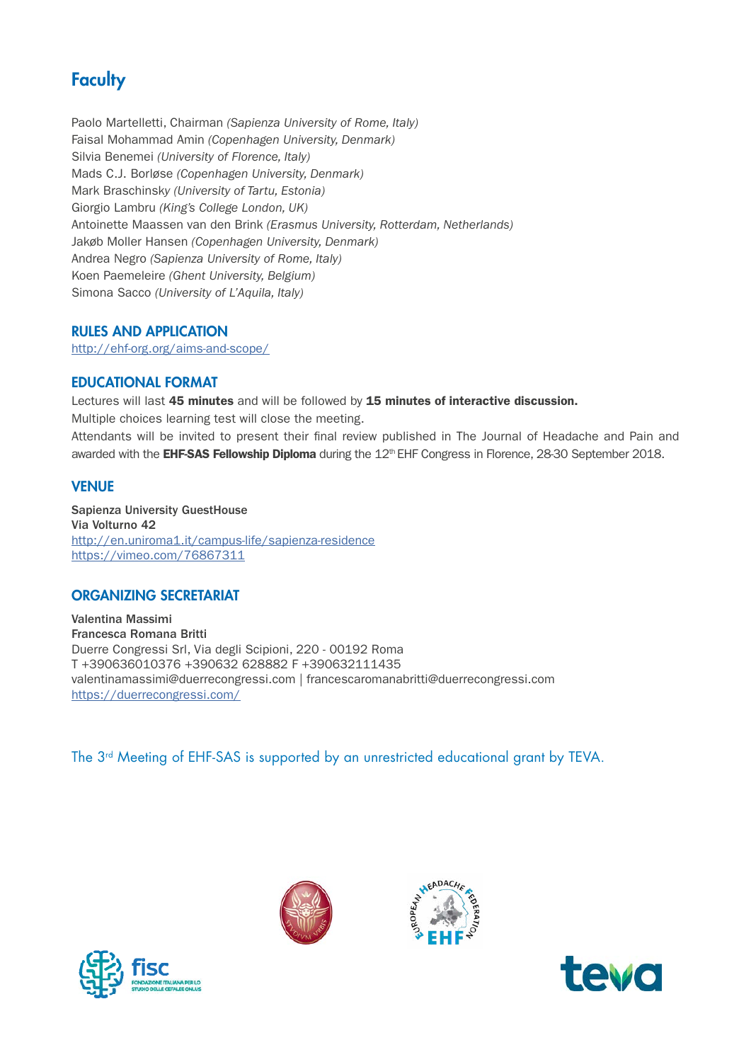## Faculty

Paolo Martelletti, Chairman *(Sapienza University of Rome, Italy)*
Faisal Mohammad Amin *(Copenhagen University, Denmark)*
Silvia Benemei *(University of Florence, Italy)*
Mads C.J. Borløse *(Copenhagen University, Denmark)*
Mark Braschinsky *(University of Tartu, Estonia)*
Giorgio Lambru *(King's College London, UK)*
Antoinette Maassen van den Brink *(Erasmus University, Rotterdam, Netherlands)*
Jakøb Moller Hansen *(Copenhagen University, Denmark)*
Andrea Negro *(Sapienza University of Rome, Italy)*
Koen Paemeleire *(Ghent University, Belgium)*
Simona Sacco *(University of L'Aquila, Italy)*

### RULES AND APPLICATION

http://ehf-org.org/aims-and-scope/

### EDUCATIONAL FORMAT

Lectures will last **45 minutes** and will be followed by **15 minutes of interactive discussion.**
Multiple choices learning test will close the meeting.
Attendants will be invited to present their final review published in The Journal of Headache and Pain and awarded with the **EHF-SAS Fellowship Diploma** during the 12th EHF Congress in Florence, 28-30 September 2018.

### VENUE

**Sapienza University GuestHouse**
**Via Volturno 42**
http://en.uniroma1.it/campus-life/sapienza-residence
https://vimeo.com/76867311

### ORGANIZING SECRETARIAT

**Valentina Massimi**
**Francesca Romana Britti**
Duerre Congressi Srl, Via degli Scipioni, 220 - 00192 Roma
T +390636010376 +390632 628882 F +390632111435
valentinamassimi@duerrecongressi.com | francescaromanabritti@duerrecongressi.com
https://duerrecongressi.com/

The 3rd Meeting of EHF-SAS is supported by an unrestricted educational grant by TEVA.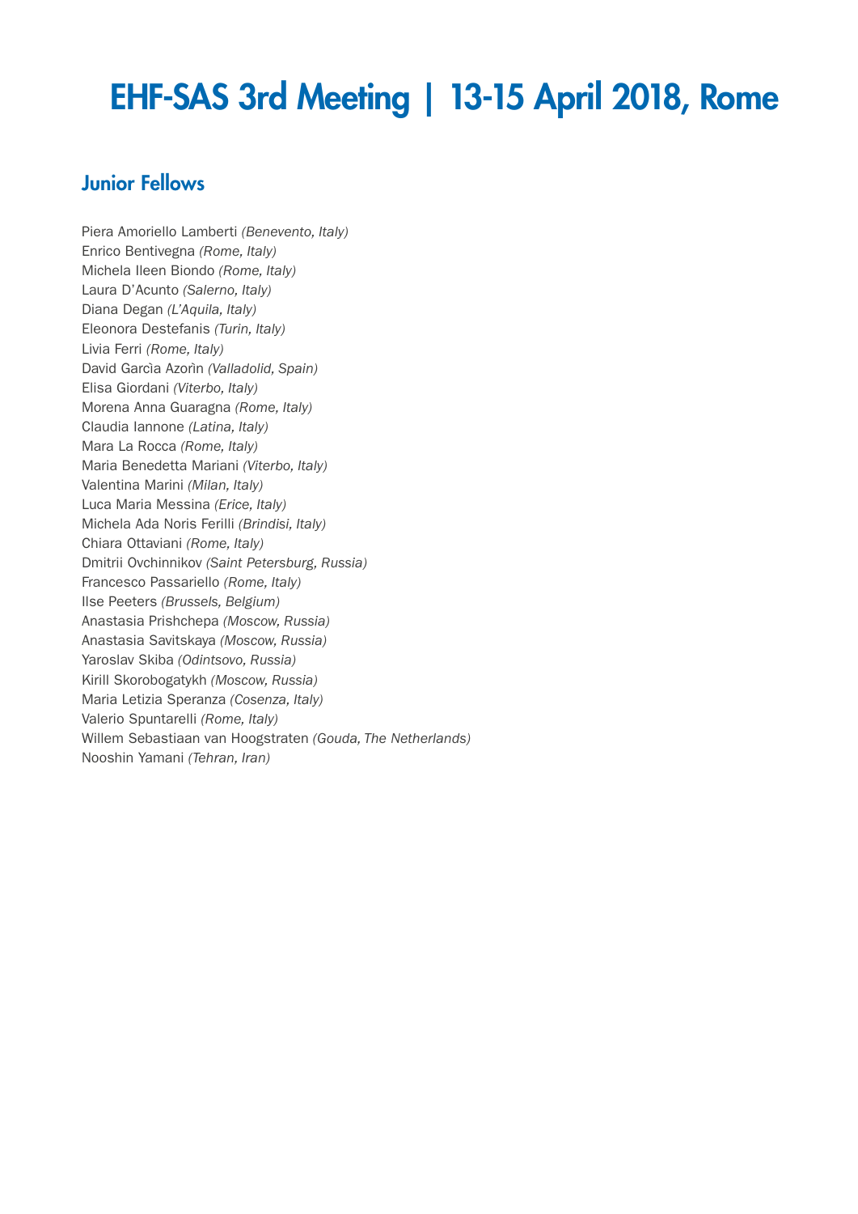# EHF-SAS 3rd Meeting | 13-15 April 2018, Rome

## Junior Fellows

Piera Amoriello Lamberti *(Benevento, Italy)*
Enrico Bentivegna *(Rome, Italy)*
Michela Ileen Biondo *(Rome, Italy)*
Laura D'Acunto *(Salerno, Italy)*
Diana Degan *(L'Aquila, Italy)*
Eleonora Destefanis *(Turin, Italy)*
Livia Ferri *(Rome, Italy)*
David Garcìa Azorìn *(Valladolid, Spain)*
Elisa Giordani *(Viterbo, Italy)*
Morena Anna Guaragna *(Rome, Italy)*
Claudia Iannone *(Latina, Italy)*
Mara La Rocca *(Rome, Italy)*
Maria Benedetta Mariani *(Viterbo, Italy)*
Valentina Marini *(Milan, Italy)*
Luca Maria Messina *(Erice, Italy)*
Michela Ada Noris Ferilli *(Brindisi, Italy)*
Chiara Ottaviani *(Rome, Italy)*
Dmitrii Ovchinnikov *(Saint Petersburg, Russia)*
Francesco Passariello *(Rome, Italy)*
Ilse Peeters *(Brussels, Belgium)*
Anastasia Prishchepa *(Moscow, Russia)*
Anastasia Savitskaya *(Moscow, Russia)*
Yaroslav Skiba *(Odintsovo, Russia)*
Kirill Skorobogatykh *(Moscow, Russia)*
Maria Letizia Speranza *(Cosenza, Italy)*
Valerio Spuntarelli *(Rome, Italy)*
Willem Sebastiaan van Hoogstraten *(Gouda, The Netherlands)*
Nooshin Yamani *(Tehran, Iran)*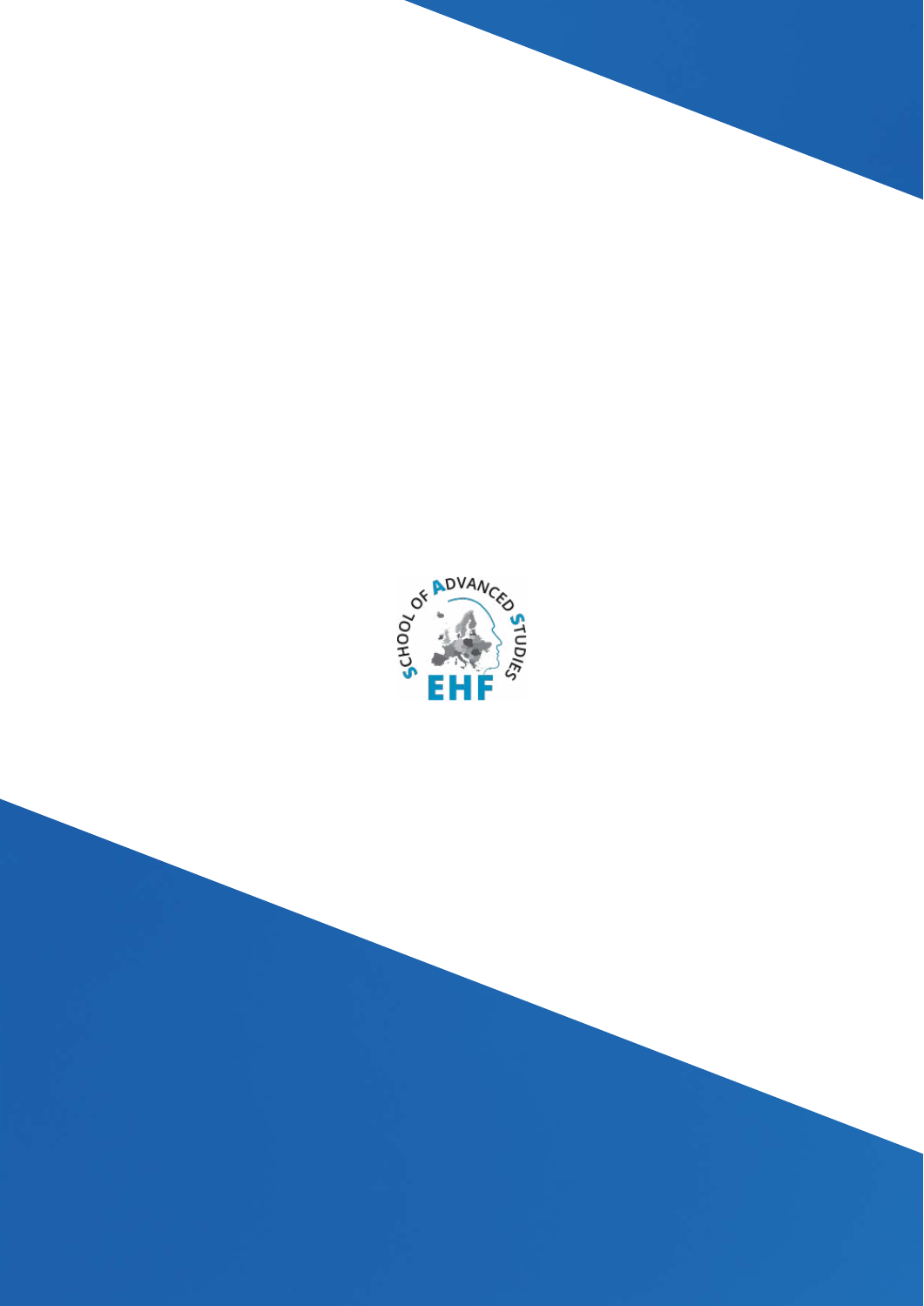SCHOOL OF ADVANCED STUDIES

EHF